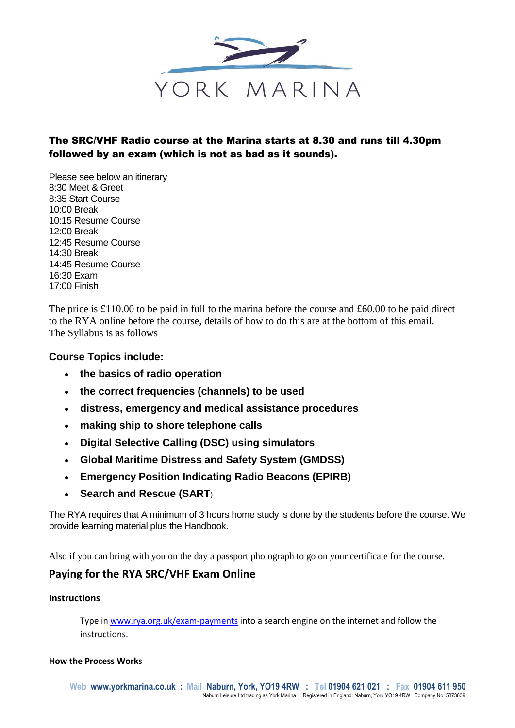# YORK MARINA

**The SRC/VHF Radio course at the Marina starts at 8.30 and runs till 4.30pm followed by an exam (which is not as bad as it sounds).**

Please see below an itinerary
8:30 Meet & Greet
8:35 Start Course
10:00 Break
10:15 Resume Course
12:00 Break
12:45 Resume Course
14:30 Break
14:45 Resume Course
16:30 Exam
17:00 Finish

The price is £110.00 to be paid in full to the marina before the course and £60.00 to be paid direct to the RYA online before the course, details of how to do this are at the bottom of this email.
The Syllabus is as follows

### Course Topics include:

- **the basics of radio operation**
- **the correct frequencies (channels) to be used**
- **distress, emergency and medical assistance procedures**
- **making ship to shore telephone calls**
- **Digital Selective Calling (DSC) using simulators**
- **Global Maritime Distress and Safety System (GMDSS)**
- **Emergency Position Indicating Radio Beacons (EPIRB)**
- **Search and Rescue (SART)**

The RYA requires that A minimum of 3 hours home study is done by the students before the course. We provide learning material plus the Handbook.

Also if you can bring with you on the day a passport photograph to go on your certificate for the course.

## Paying for the RYA SRC/VHF Exam Online

**Instructions**

Type in [www.rya.org.uk/exam-payments](http://www.rya.org.uk/exam-payments) into a search engine on the internet and follow the instructions.

**How the Process Works**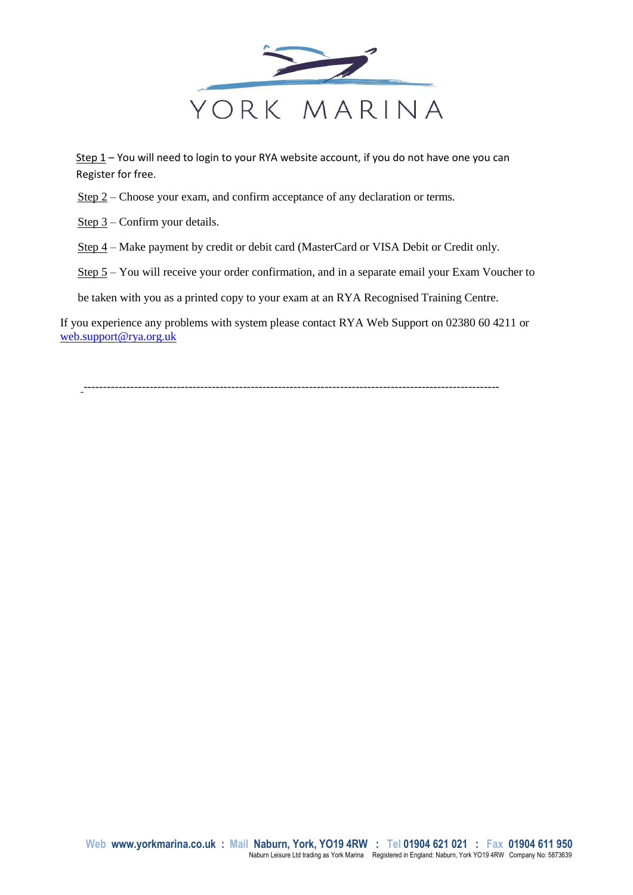Step 1 – You will need to login to your RYA website account, if you do not have one you can Register for free.

Step 2 – Choose your exam, and confirm acceptance of any declaration or terms.

Step 3 – Confirm your details.

Step 4 – Make payment by credit or debit card (MasterCard or VISA Debit or Credit only.

Step 5 – You will receive your order confirmation, and in a separate email your Exam Voucher to be taken with you as a printed copy to your exam at an RYA Recognised Training Centre.

If you experience any problems with system please contact RYA Web Support on 02380 60 4211 or web.support@rya.org.uk

---

Web www.yorkmarina.co.uk : Mail Naburn, York, YO19 4RW : Tel 01904 621 021 : Fax 01904 611 950
Naburn Leisure Ltd trading as York Marina Registered in England: Naburn, York YO19 4RW Company No: 5873639